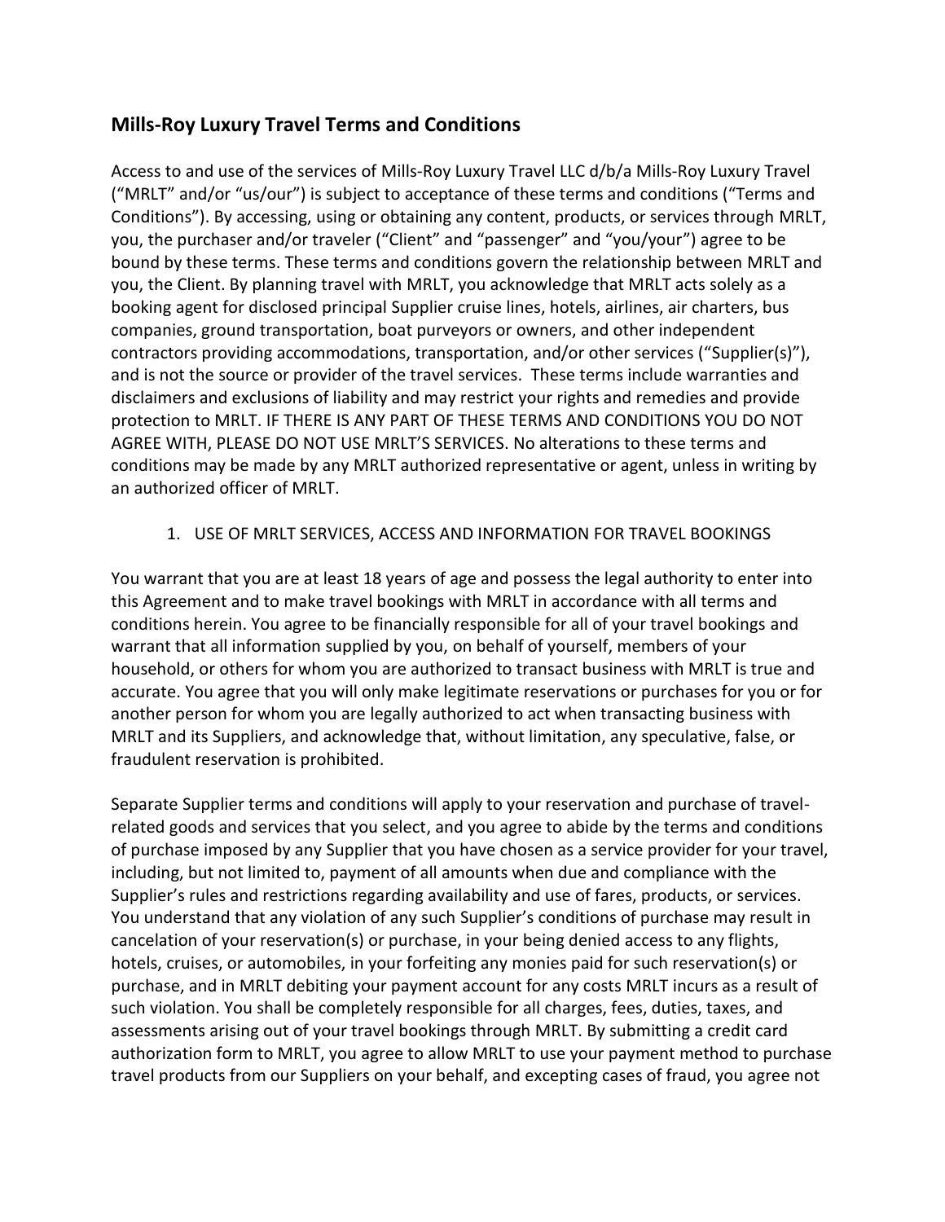## Mills-Roy Luxury Travel Terms and Conditions

Access to and use of the services of Mills-Roy Luxury Travel LLC d/b/a Mills-Roy Luxury Travel ("MRLT" and/or "us/our") is subject to acceptance of these terms and conditions ("Terms and Conditions"). By accessing, using or obtaining any content, products, or services through MRLT, you, the purchaser and/or traveler ("Client" and "passenger" and "you/your") agree to be bound by these terms. These terms and conditions govern the relationship between MRLT and you, the Client. By planning travel with MRLT, you acknowledge that MRLT acts solely as a booking agent for disclosed principal Supplier cruise lines, hotels, airlines, air charters, bus companies, ground transportation, boat purveyors or owners, and other independent contractors providing accommodations, transportation, and/or other services ("Supplier(s)"), and is not the source or provider of the travel services. These terms include warranties and disclaimers and exclusions of liability and may restrict your rights and remedies and provide protection to MRLT. IF THERE IS ANY PART OF THESE TERMS AND CONDITIONS YOU DO NOT AGREE WITH, PLEASE DO NOT USE MRLT'S SERVICES. No alterations to these terms and conditions may be made by any MRLT authorized representative or agent, unless in writing by an authorized officer of MRLT.

1. USE OF MRLT SERVICES, ACCESS AND INFORMATION FOR TRAVEL BOOKINGS

You warrant that you are at least 18 years of age and possess the legal authority to enter into this Agreement and to make travel bookings with MRLT in accordance with all terms and conditions herein. You agree to be financially responsible for all of your travel bookings and warrant that all information supplied by you, on behalf of yourself, members of your household, or others for whom you are authorized to transact business with MRLT is true and accurate. You agree that you will only make legitimate reservations or purchases for you or for another person for whom you are legally authorized to act when transacting business with MRLT and its Suppliers, and acknowledge that, without limitation, any speculative, false, or fraudulent reservation is prohibited.

Separate Supplier terms and conditions will apply to your reservation and purchase of travel-related goods and services that you select, and you agree to abide by the terms and conditions of purchase imposed by any Supplier that you have chosen as a service provider for your travel, including, but not limited to, payment of all amounts when due and compliance with the Supplier's rules and restrictions regarding availability and use of fares, products, or services. You understand that any violation of any such Supplier's conditions of purchase may result in cancelation of your reservation(s) or purchase, in your being denied access to any flights, hotels, cruises, or automobiles, in your forfeiting any monies paid for such reservation(s) or purchase, and in MRLT debiting your payment account for any costs MRLT incurs as a result of such violation. You shall be completely responsible for all charges, fees, duties, taxes, and assessments arising out of your travel bookings through MRLT. By submitting a credit card authorization form to MRLT, you agree to allow MRLT to use your payment method to purchase travel products from our Suppliers on your behalf, and excepting cases of fraud, you agree not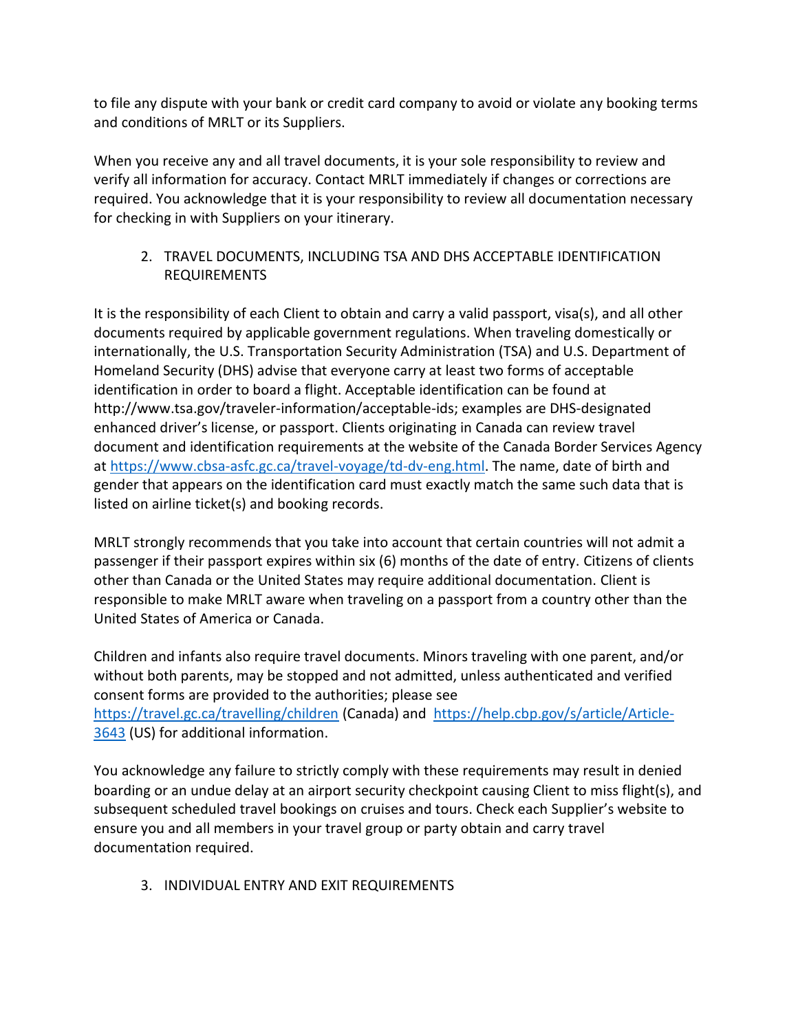to file any dispute with your bank or credit card company to avoid or violate any booking terms and conditions of MRLT or its Suppliers.

When you receive any and all travel documents, it is your sole responsibility to review and verify all information for accuracy. Contact MRLT immediately if changes or corrections are required. You acknowledge that it is your responsibility to review all documentation necessary for checking in with Suppliers on your itinerary.

## 2. TRAVEL DOCUMENTS, INCLUDING TSA AND DHS ACCEPTABLE IDENTIFICATION REQUIREMENTS

It is the responsibility of each Client to obtain and carry a valid passport, visa(s), and all other documents required by applicable government regulations. When traveling domestically or internationally, the U.S. Transportation Security Administration (TSA) and U.S. Department of Homeland Security (DHS) advise that everyone carry at least two forms of acceptable identification in order to board a flight. Acceptable identification can be found at http://www.tsa.gov/traveler-information/acceptable-ids; examples are DHS-designated enhanced driver's license, or passport. Clients originating in Canada can review travel document and identification requirements at the website of the Canada Border Services Agency at https://www.cbsa-asfc.gc.ca/travel-voyage/td-dv-eng.html. The name, date of birth and gender that appears on the identification card must exactly match the same such data that is listed on airline ticket(s) and booking records.

MRLT strongly recommends that you take into account that certain countries will not admit a passenger if their passport expires within six (6) months of the date of entry. Citizens of clients other than Canada or the United States may require additional documentation. Client is responsible to make MRLT aware when traveling on a passport from a country other than the United States of America or Canada.

Children and infants also require travel documents. Minors traveling with one parent, and/or without both parents, may be stopped and not admitted, unless authenticated and verified consent forms are provided to the authorities; please see https://travel.gc.ca/travelling/children (Canada) and https://help.cbp.gov/s/article/Article-3643 (US) for additional information.

You acknowledge any failure to strictly comply with these requirements may result in denied boarding or an undue delay at an airport security checkpoint causing Client to miss flight(s), and subsequent scheduled travel bookings on cruises and tours. Check each Supplier's website to ensure you and all members in your travel group or party obtain and carry travel documentation required.

## 3. INDIVIDUAL ENTRY AND EXIT REQUIREMENTS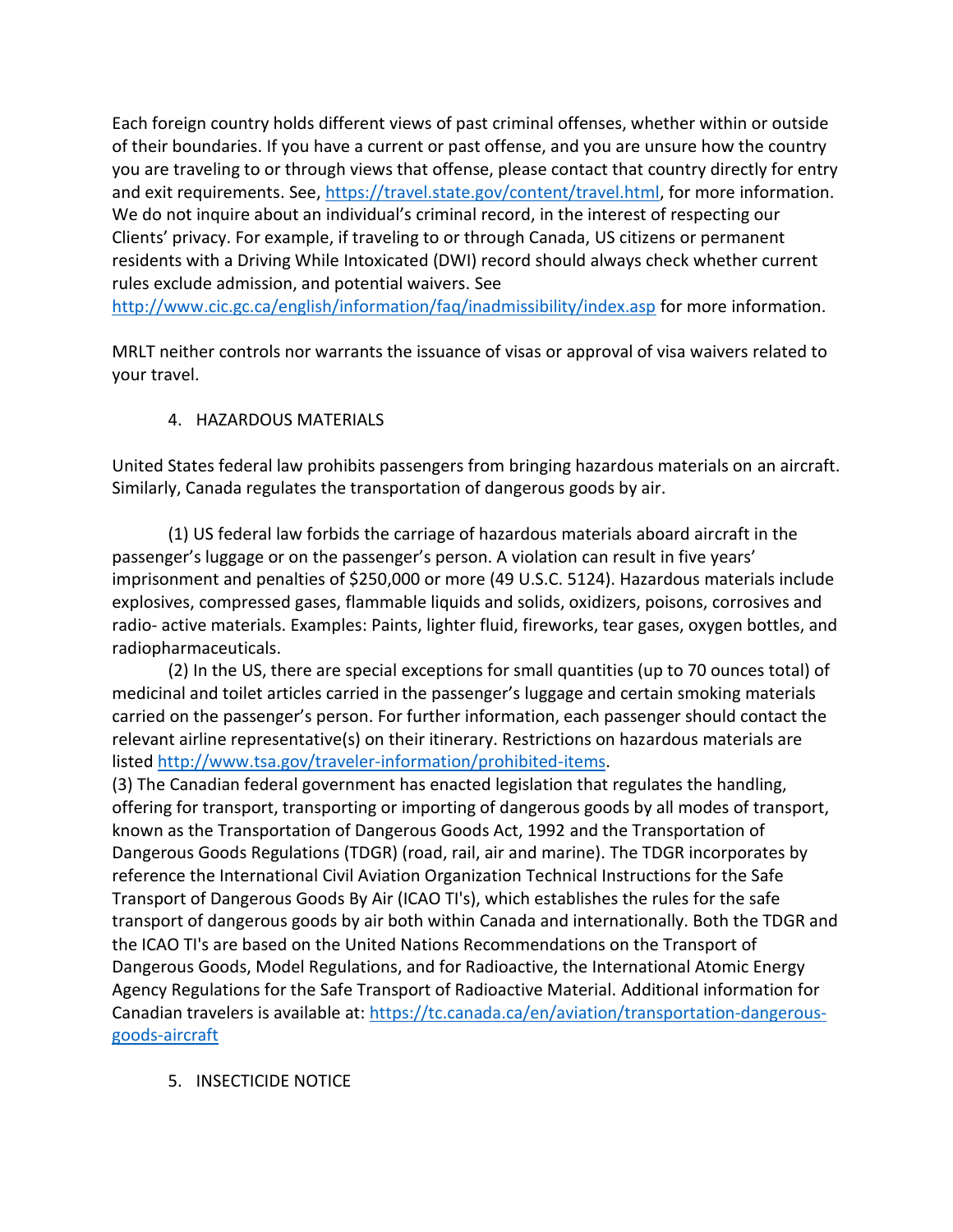Each foreign country holds different views of past criminal offenses, whether within or outside of their boundaries. If you have a current or past offense, and you are unsure how the country you are traveling to or through views that offense, please contact that country directly for entry and exit requirements. See, [https://travel.state.gov/content/travel.html](https://travel.state.gov/content/travel.html), for more information. We do not inquire about an individual's criminal record, in the interest of respecting our Clients' privacy. For example, if traveling to or through Canada, US citizens or permanent residents with a Driving While Intoxicated (DWI) record should always check whether current rules exclude admission, and potential waivers. See [http://www.cic.gc.ca/english/information/faq/inadmissibility/index.asp](http://www.cic.gc.ca/english/information/faq/inadmissibility/index.asp) for more information.

MRLT neither controls nor warrants the issuance of visas or approval of visa waivers related to your travel.

4. HAZARDOUS MATERIALS

United States federal law prohibits passengers from bringing hazardous materials on an aircraft. Similarly, Canada regulates the transportation of dangerous goods by air.

(1) US federal law forbids the carriage of hazardous materials aboard aircraft in the passenger's luggage or on the passenger's person. A violation can result in five years' imprisonment and penalties of $250,000 or more (49 U.S.C. 5124). Hazardous materials include explosives, compressed gases, flammable liquids and solids, oxidizers, poisons, corrosives and radio- active materials. Examples: Paints, lighter fluid, fireworks, tear gases, oxygen bottles, and radiopharmaceuticals.

(2) In the US, there are special exceptions for small quantities (up to 70 ounces total) of medicinal and toilet articles carried in the passenger's luggage and certain smoking materials carried on the passenger's person. For further information, each passenger should contact the relevant airline representative(s) on their itinerary. Restrictions on hazardous materials are listed [http://www.tsa.gov/traveler-information/prohibited-items](http://www.tsa.gov/traveler-information/prohibited-items).

(3) The Canadian federal government has enacted legislation that regulates the handling, offering for transport, transporting or importing of dangerous goods by all modes of transport, known as the Transportation of Dangerous Goods Act, 1992 and the Transportation of Dangerous Goods Regulations (TDGR) (road, rail, air and marine). The TDGR incorporates by reference the International Civil Aviation Organization Technical Instructions for the Safe Transport of Dangerous Goods By Air (ICAO TI's), which establishes the rules for the safe transport of dangerous goods by air both within Canada and internationally. Both the TDGR and the ICAO TI's are based on the United Nations Recommendations on the Transport of Dangerous Goods, Model Regulations, and for Radioactive, the International Atomic Energy Agency Regulations for the Safe Transport of Radioactive Material. Additional information for Canadian travelers is available at: [https://tc.canada.ca/en/aviation/transportation-dangerous-goods-aircraft](https://tc.canada.ca/en/aviation/transportation-dangerous-goods-aircraft)

5. INSECTICIDE NOTICE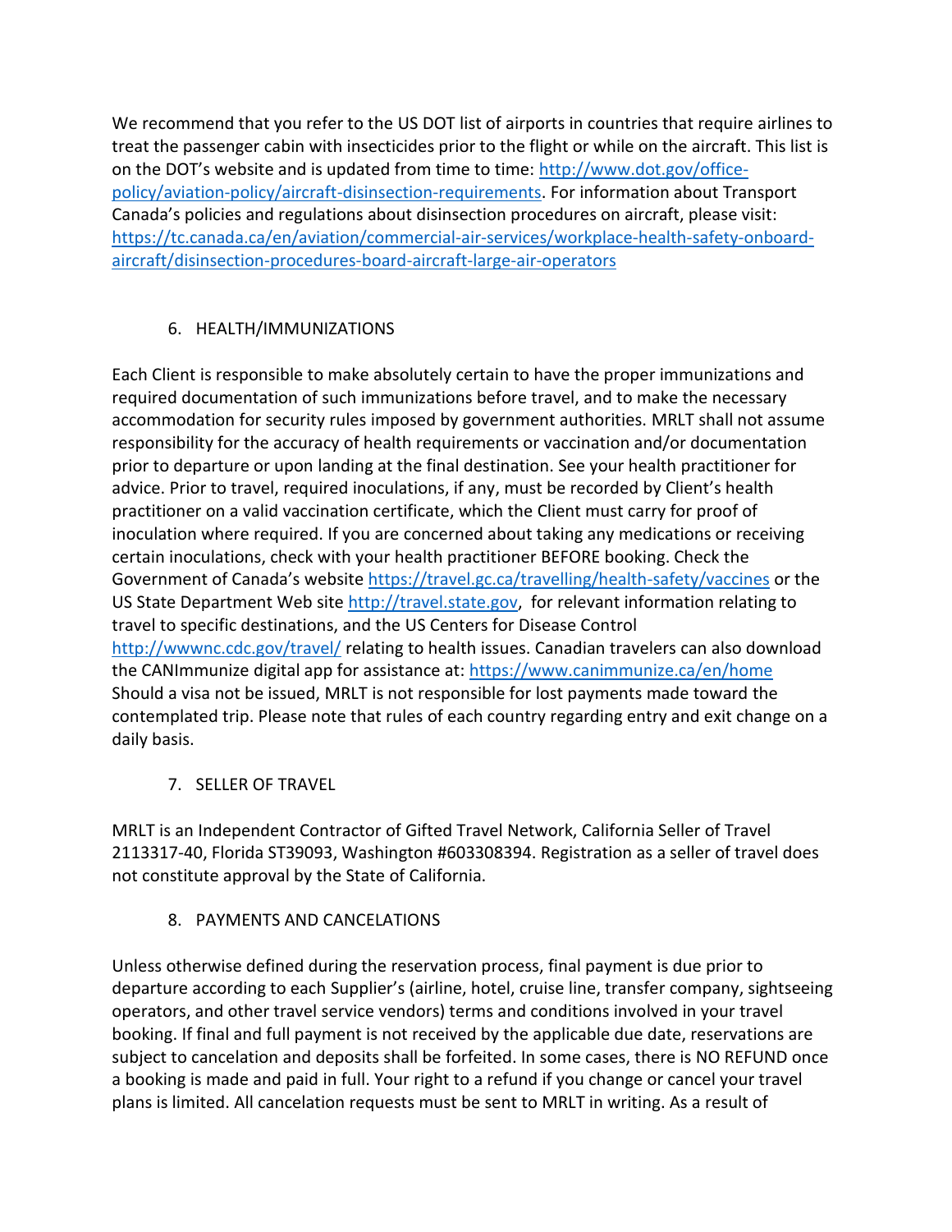We recommend that you refer to the US DOT list of airports in countries that require airlines to treat the passenger cabin with insecticides prior to the flight or while on the aircraft. This list is on the DOT's website and is updated from time to time: [http://www.dot.gov/office-policy/aviation-policy/aircraft-disinsection-requirements](http://www.dot.gov/office-policy/aviation-policy/aircraft-disinsection-requirements). For information about Transport Canada's policies and regulations about disinsection procedures on aircraft, please visit: [https://tc.canada.ca/en/aviation/commercial-air-services/workplace-health-safety-onboard-aircraft/disinsection-procedures-board-aircraft-large-air-operators](https://tc.canada.ca/en/aviation/commercial-air-services/workplace-health-safety-onboard-aircraft/disinsection-procedures-board-aircraft-large-air-operators)

## 6. HEALTH/IMMUNIZATIONS

Each Client is responsible to make absolutely certain to have the proper immunizations and required documentation of such immunizations before travel, and to make the necessary accommodation for security rules imposed by government authorities. MRLT shall not assume responsibility for the accuracy of health requirements or vaccination and/or documentation prior to departure or upon landing at the final destination. See your health practitioner for advice. Prior to travel, required inoculations, if any, must be recorded by Client's health practitioner on a valid vaccination certificate, which the Client must carry for proof of inoculation where required. If you are concerned about taking any medications or receiving certain inoculations, check with your health practitioner BEFORE booking. Check the Government of Canada's website [https://travel.gc.ca/travelling/health-safety/vaccines](https://travel.gc.ca/travelling/health-safety/vaccines) or the US State Department Web site [http://travel.state.gov](http://travel.state.gov), for relevant information relating to travel to specific destinations, and the US Centers for Disease Control [http://wwwnc.cdc.gov/travel/](http://wwwnc.cdc.gov/travel/) relating to health issues. Canadian travelers can also download the CANImmunize digital app for assistance at: [https://www.canimmunize.ca/en/home](https://www.canimmunize.ca/en/home) Should a visa not be issued, MRLT is not responsible for lost payments made toward the contemplated trip. Please note that rules of each country regarding entry and exit change on a daily basis.

## 7. SELLER OF TRAVEL

MRLT is an Independent Contractor of Gifted Travel Network, California Seller of Travel 2113317-40, Florida ST39093, Washington #603308394. Registration as a seller of travel does not constitute approval by the State of California.

## 8. PAYMENTS AND CANCELATIONS

Unless otherwise defined during the reservation process, final payment is due prior to departure according to each Supplier's (airline, hotel, cruise line, transfer company, sightseeing operators, and other travel service vendors) terms and conditions involved in your travel booking. If final and full payment is not received by the applicable due date, reservations are subject to cancelation and deposits shall be forfeited. In some cases, there is NO REFUND once a booking is made and paid in full. Your right to a refund if you change or cancel your travel plans is limited. All cancelation requests must be sent to MRLT in writing. As a result of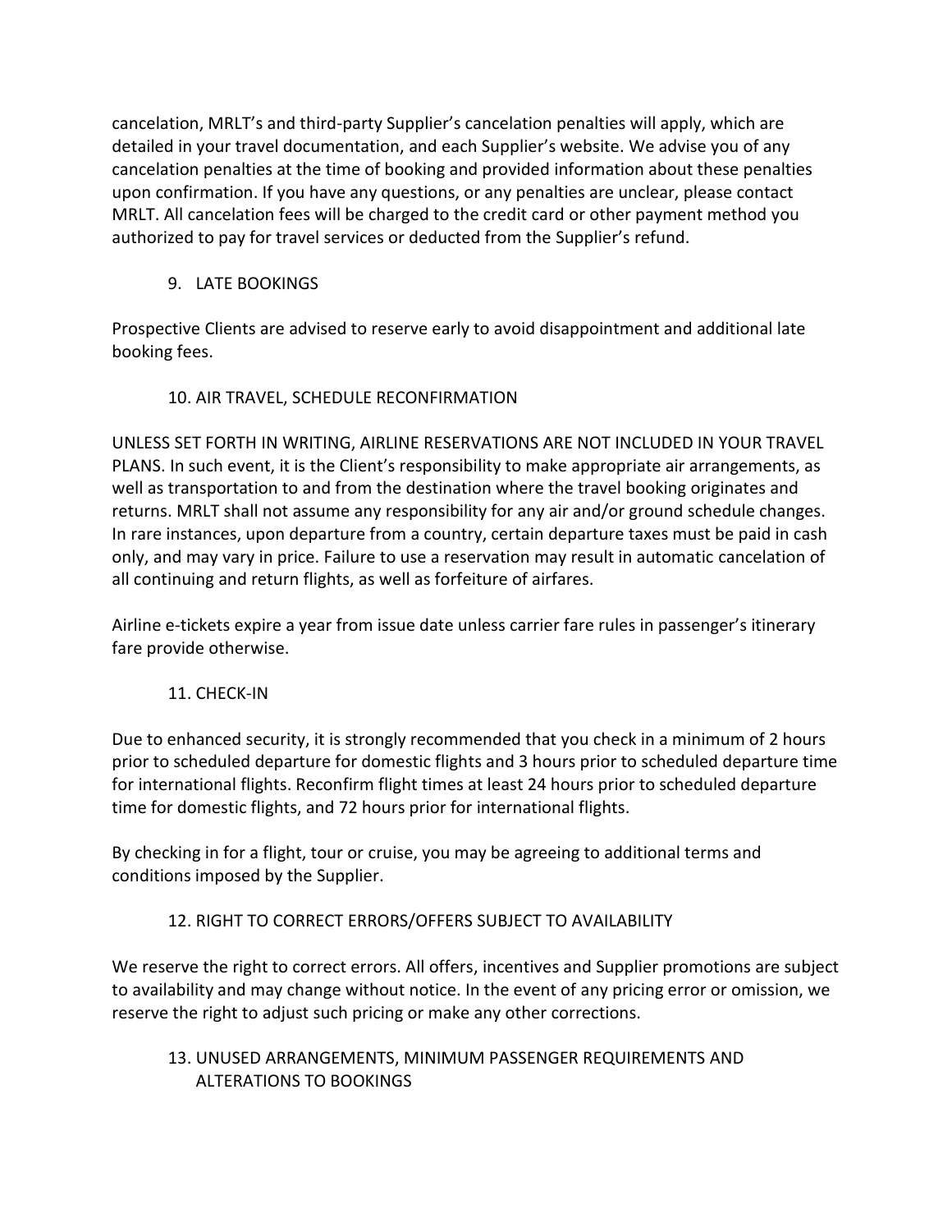cancelation, MRLT's and third-party Supplier's cancelation penalties will apply, which are detailed in your travel documentation, and each Supplier's website. We advise you of any cancelation penalties at the time of booking and provided information about these penalties upon confirmation. If you have any questions, or any penalties are unclear, please contact MRLT. All cancelation fees will be charged to the credit card or other payment method you authorized to pay for travel services or deducted from the Supplier's refund.

## 9. LATE BOOKINGS

Prospective Clients are advised to reserve early to avoid disappointment and additional late booking fees.

## 10. AIR TRAVEL, SCHEDULE RECONFIRMATION

UNLESS SET FORTH IN WRITING, AIRLINE RESERVATIONS ARE NOT INCLUDED IN YOUR TRAVEL PLANS. In such event, it is the Client's responsibility to make appropriate air arrangements, as well as transportation to and from the destination where the travel booking originates and returns. MRLT shall not assume any responsibility for any air and/or ground schedule changes. In rare instances, upon departure from a country, certain departure taxes must be paid in cash only, and may vary in price. Failure to use a reservation may result in automatic cancelation of all continuing and return flights, as well as forfeiture of airfares.

Airline e-tickets expire a year from issue date unless carrier fare rules in passenger's itinerary fare provide otherwise.

## 11. CHECK-IN

Due to enhanced security, it is strongly recommended that you check in a minimum of 2 hours prior to scheduled departure for domestic flights and 3 hours prior to scheduled departure time for international flights. Reconfirm flight times at least 24 hours prior to scheduled departure time for domestic flights, and 72 hours prior for international flights.

By checking in for a flight, tour or cruise, you may be agreeing to additional terms and conditions imposed by the Supplier.

## 12. RIGHT TO CORRECT ERRORS/OFFERS SUBJECT TO AVAILABILITY

We reserve the right to correct errors. All offers, incentives and Supplier promotions are subject to availability and may change without notice. In the event of any pricing error or omission, we reserve the right to adjust such pricing or make any other corrections.

## 13. UNUSED ARRANGEMENTS, MINIMUM PASSENGER REQUIREMENTS AND ALTERATIONS TO BOOKINGS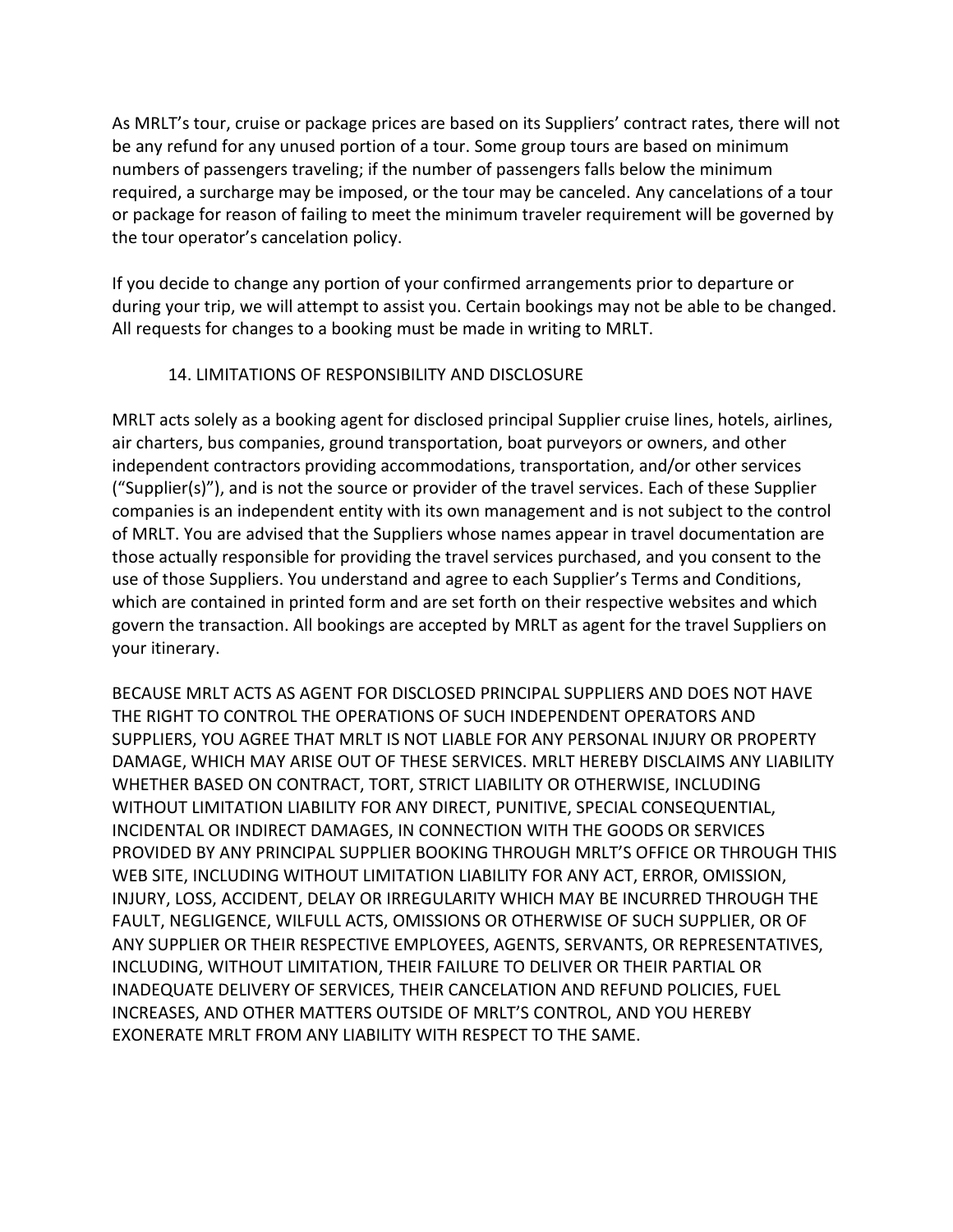As MRLT's tour, cruise or package prices are based on its Suppliers' contract rates, there will not be any refund for any unused portion of a tour. Some group tours are based on minimum numbers of passengers traveling; if the number of passengers falls below the minimum required, a surcharge may be imposed, or the tour may be canceled. Any cancelations of a tour or package for reason of failing to meet the minimum traveler requirement will be governed by the tour operator's cancelation policy.

If you decide to change any portion of your confirmed arrangements prior to departure or during your trip, we will attempt to assist you. Certain bookings may not be able to be changed. All requests for changes to a booking must be made in writing to MRLT.

## 14. LIMITATIONS OF RESPONSIBILITY AND DISCLOSURE

MRLT acts solely as a booking agent for disclosed principal Supplier cruise lines, hotels, airlines, air charters, bus companies, ground transportation, boat purveyors or owners, and other independent contractors providing accommodations, transportation, and/or other services ("Supplier(s)"), and is not the source or provider of the travel services. Each of these Supplier companies is an independent entity with its own management and is not subject to the control of MRLT. You are advised that the Suppliers whose names appear in travel documentation are those actually responsible for providing the travel services purchased, and you consent to the use of those Suppliers. You understand and agree to each Supplier's Terms and Conditions, which are contained in printed form and are set forth on their respective websites and which govern the transaction. All bookings are accepted by MRLT as agent for the travel Suppliers on your itinerary.

BECAUSE MRLT ACTS AS AGENT FOR DISCLOSED PRINCIPAL SUPPLIERS AND DOES NOT HAVE THE RIGHT TO CONTROL THE OPERATIONS OF SUCH INDEPENDENT OPERATORS AND SUPPLIERS, YOU AGREE THAT MRLT IS NOT LIABLE FOR ANY PERSONAL INJURY OR PROPERTY DAMAGE, WHICH MAY ARISE OUT OF THESE SERVICES. MRLT HEREBY DISCLAIMS ANY LIABILITY WHETHER BASED ON CONTRACT, TORT, STRICT LIABILITY OR OTHERWISE, INCLUDING WITHOUT LIMITATION LIABILITY FOR ANY DIRECT, PUNITIVE, SPECIAL CONSEQUENTIAL, INCIDENTAL OR INDIRECT DAMAGES, IN CONNECTION WITH THE GOODS OR SERVICES PROVIDED BY ANY PRINCIPAL SUPPLIER BOOKING THROUGH MRLT'S OFFICE OR THROUGH THIS WEB SITE, INCLUDING WITHOUT LIMITATION LIABILITY FOR ANY ACT, ERROR, OMISSION, INJURY, LOSS, ACCIDENT, DELAY OR IRREGULARITY WHICH MAY BE INCURRED THROUGH THE FAULT, NEGLIGENCE, WILFULL ACTS, OMISSIONS OR OTHERWISE OF SUCH SUPPLIER, OR OF ANY SUPPLIER OR THEIR RESPECTIVE EMPLOYEES, AGENTS, SERVANTS, OR REPRESENTATIVES, INCLUDING, WITHOUT LIMITATION, THEIR FAILURE TO DELIVER OR THEIR PARTIAL OR INADEQUATE DELIVERY OF SERVICES, THEIR CANCELATION AND REFUND POLICIES, FUEL INCREASES, AND OTHER MATTERS OUTSIDE OF MRLT'S CONTROL, AND YOU HEREBY EXONERATE MRLT FROM ANY LIABILITY WITH RESPECT TO THE SAME.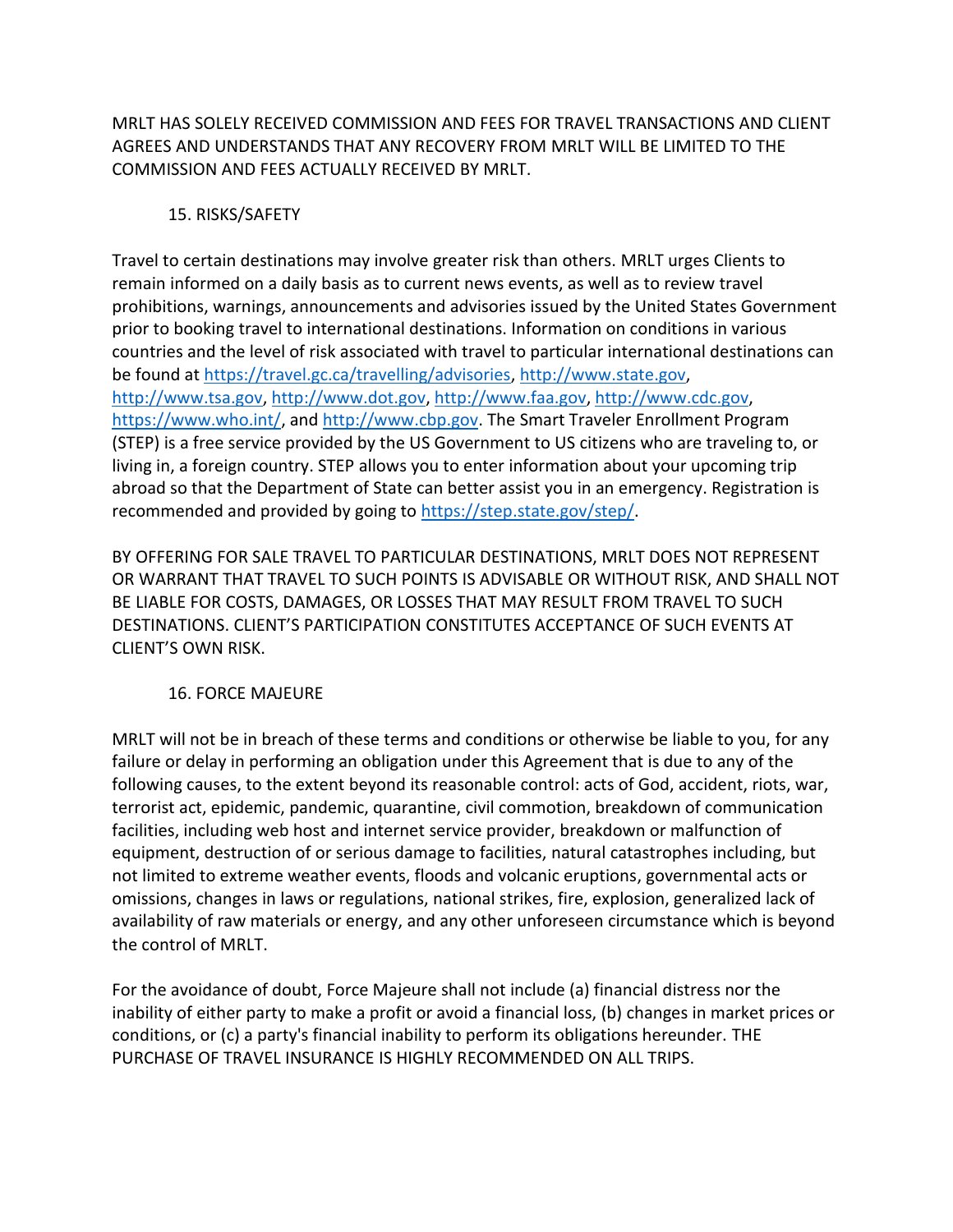MRLT HAS SOLELY RECEIVED COMMISSION AND FEES FOR TRAVEL TRANSACTIONS AND CLIENT AGREES AND UNDERSTANDS THAT ANY RECOVERY FROM MRLT WILL BE LIMITED TO THE COMMISSION AND FEES ACTUALLY RECEIVED BY MRLT.

## 15. RISKS/SAFETY

Travel to certain destinations may involve greater risk than others. MRLT urges Clients to remain informed on a daily basis as to current news events, as well as to review travel prohibitions, warnings, announcements and advisories issued by the United States Government prior to booking travel to international destinations. Information on conditions in various countries and the level of risk associated with travel to particular international destinations can be found at https://travel.gc.ca/travelling/advisories, http://www.state.gov, http://www.tsa.gov, http://www.dot.gov, http://www.faa.gov, http://www.cdc.gov, https://www.who.int/, and http://www.cbp.gov. The Smart Traveler Enrollment Program (STEP) is a free service provided by the US Government to US citizens who are traveling to, or living in, a foreign country. STEP allows you to enter information about your upcoming trip abroad so that the Department of State can better assist you in an emergency. Registration is recommended and provided by going to https://step.state.gov/step/.

BY OFFERING FOR SALE TRAVEL TO PARTICULAR DESTINATIONS, MRLT DOES NOT REPRESENT OR WARRANT THAT TRAVEL TO SUCH POINTS IS ADVISABLE OR WITHOUT RISK, AND SHALL NOT BE LIABLE FOR COSTS, DAMAGES, OR LOSSES THAT MAY RESULT FROM TRAVEL TO SUCH DESTINATIONS. CLIENT'S PARTICIPATION CONSTITUTES ACCEPTANCE OF SUCH EVENTS AT CLIENT'S OWN RISK.

## 16. FORCE MAJEURE

MRLT will not be in breach of these terms and conditions or otherwise be liable to you, for any failure or delay in performing an obligation under this Agreement that is due to any of the following causes, to the extent beyond its reasonable control: acts of God, accident, riots, war, terrorist act, epidemic, pandemic, quarantine, civil commotion, breakdown of communication facilities, including web host and internet service provider, breakdown or malfunction of equipment, destruction of or serious damage to facilities, natural catastrophes including, but not limited to extreme weather events, floods and volcanic eruptions, governmental acts or omissions, changes in laws or regulations, national strikes, fire, explosion, generalized lack of availability of raw materials or energy, and any other unforeseen circumstance which is beyond the control of MRLT.

For the avoidance of doubt, Force Majeure shall not include (a) financial distress nor the inability of either party to make a profit or avoid a financial loss, (b) changes in market prices or conditions, or (c) a party's financial inability to perform its obligations hereunder. THE PURCHASE OF TRAVEL INSURANCE IS HIGHLY RECOMMENDED ON ALL TRIPS.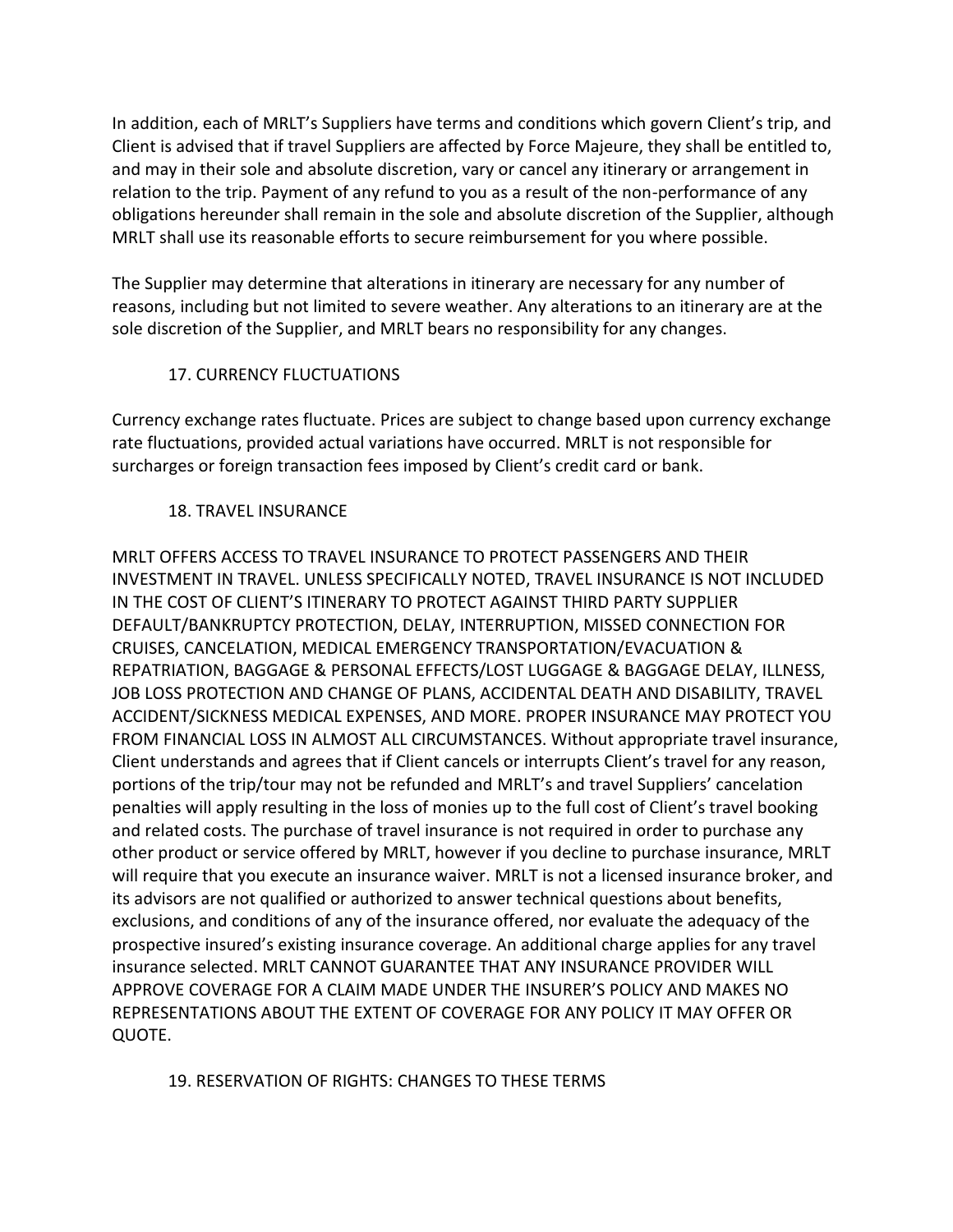In addition, each of MRLT's Suppliers have terms and conditions which govern Client's trip, and Client is advised that if travel Suppliers are affected by Force Majeure, they shall be entitled to, and may in their sole and absolute discretion, vary or cancel any itinerary or arrangement in relation to the trip. Payment of any refund to you as a result of the non-performance of any obligations hereunder shall remain in the sole and absolute discretion of the Supplier, although MRLT shall use its reasonable efforts to secure reimbursement for you where possible.

The Supplier may determine that alterations in itinerary are necessary for any number of reasons, including but not limited to severe weather. Any alterations to an itinerary are at the sole discretion of the Supplier, and MRLT bears no responsibility for any changes.

## 17. CURRENCY FLUCTUATIONS

Currency exchange rates fluctuate. Prices are subject to change based upon currency exchange rate fluctuations, provided actual variations have occurred. MRLT is not responsible for surcharges or foreign transaction fees imposed by Client's credit card or bank.

## 18. TRAVEL INSURANCE

MRLT OFFERS ACCESS TO TRAVEL INSURANCE TO PROTECT PASSENGERS AND THEIR INVESTMENT IN TRAVEL. UNLESS SPECIFICALLY NOTED, TRAVEL INSURANCE IS NOT INCLUDED IN THE COST OF CLIENT'S ITINERARY TO PROTECT AGAINST THIRD PARTY SUPPLIER DEFAULT/BANKRUPTCY PROTECTION, DELAY, INTERRUPTION, MISSED CONNECTION FOR CRUISES, CANCELATION, MEDICAL EMERGENCY TRANSPORTATION/EVACUATION & REPATRIATION, BAGGAGE & PERSONAL EFFECTS/LOST LUGGAGE & BAGGAGE DELAY, ILLNESS, JOB LOSS PROTECTION AND CHANGE OF PLANS, ACCIDENTAL DEATH AND DISABILITY, TRAVEL ACCIDENT/SICKNESS MEDICAL EXPENSES, AND MORE. PROPER INSURANCE MAY PROTECT YOU FROM FINANCIAL LOSS IN ALMOST ALL CIRCUMSTANCES. Without appropriate travel insurance, Client understands and agrees that if Client cancels or interrupts Client's travel for any reason, portions of the trip/tour may not be refunded and MRLT's and travel Suppliers' cancelation penalties will apply resulting in the loss of monies up to the full cost of Client's travel booking and related costs. The purchase of travel insurance is not required in order to purchase any other product or service offered by MRLT, however if you decline to purchase insurance, MRLT will require that you execute an insurance waiver. MRLT is not a licensed insurance broker, and its advisors are not qualified or authorized to answer technical questions about benefits, exclusions, and conditions of any of the insurance offered, nor evaluate the adequacy of the prospective insured's existing insurance coverage. An additional charge applies for any travel insurance selected. MRLT CANNOT GUARANTEE THAT ANY INSURANCE PROVIDER WILL APPROVE COVERAGE FOR A CLAIM MADE UNDER THE INSURER'S POLICY AND MAKES NO REPRESENTATIONS ABOUT THE EXTENT OF COVERAGE FOR ANY POLICY IT MAY OFFER OR QUOTE.

## 19. RESERVATION OF RIGHTS: CHANGES TO THESE TERMS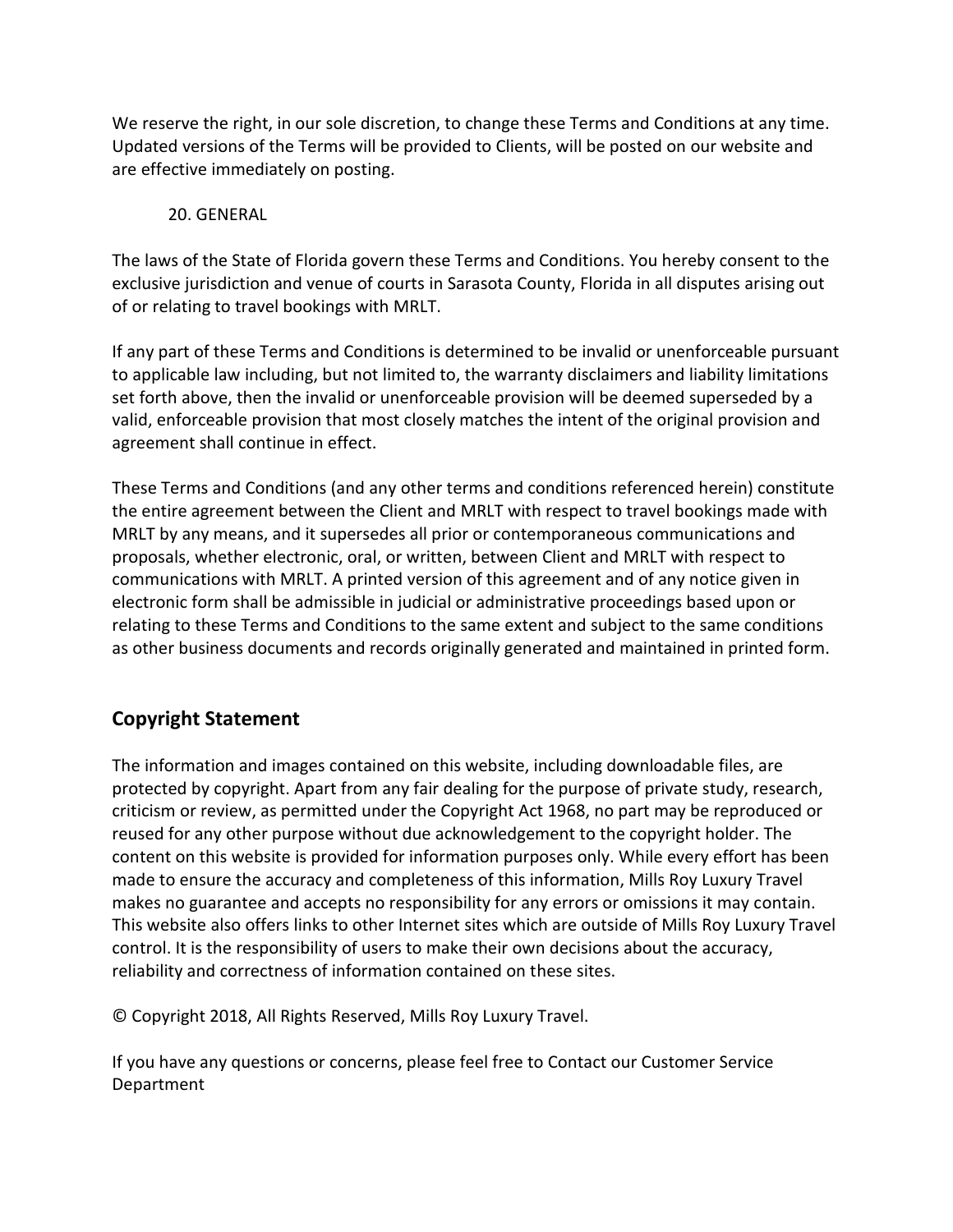We reserve the right, in our sole discretion, to change these Terms and Conditions at any time. Updated versions of the Terms will be provided to Clients, will be posted on our website and are effective immediately on posting.

20. GENERAL

The laws of the State of Florida govern these Terms and Conditions. You hereby consent to the exclusive jurisdiction and venue of courts in Sarasota County, Florida in all disputes arising out of or relating to travel bookings with MRLT.

If any part of these Terms and Conditions is determined to be invalid or unenforceable pursuant to applicable law including, but not limited to, the warranty disclaimers and liability limitations set forth above, then the invalid or unenforceable provision will be deemed superseded by a valid, enforceable provision that most closely matches the intent of the original provision and agreement shall continue in effect.

These Terms and Conditions (and any other terms and conditions referenced herein) constitute the entire agreement between the Client and MRLT with respect to travel bookings made with MRLT by any means, and it supersedes all prior or contemporaneous communications and proposals, whether electronic, oral, or written, between Client and MRLT with respect to communications with MRLT. A printed version of this agreement and of any notice given in electronic form shall be admissible in judicial or administrative proceedings based upon or relating to these Terms and Conditions to the same extent and subject to the same conditions as other business documents and records originally generated and maintained in printed form.

## Copyright Statement

The information and images contained on this website, including downloadable files, are protected by copyright. Apart from any fair dealing for the purpose of private study, research, criticism or review, as permitted under the Copyright Act 1968, no part may be reproduced or reused for any other purpose without due acknowledgement to the copyright holder. The content on this website is provided for information purposes only. While every effort has been made to ensure the accuracy and completeness of this information, Mills Roy Luxury Travel makes no guarantee and accepts no responsibility for any errors or omissions it may contain. This website also offers links to other Internet sites which are outside of Mills Roy Luxury Travel control. It is the responsibility of users to make their own decisions about the accuracy, reliability and correctness of information contained on these sites.

© Copyright 2018, All Rights Reserved, Mills Roy Luxury Travel.

If you have any questions or concerns, please feel free to Contact our Customer Service Department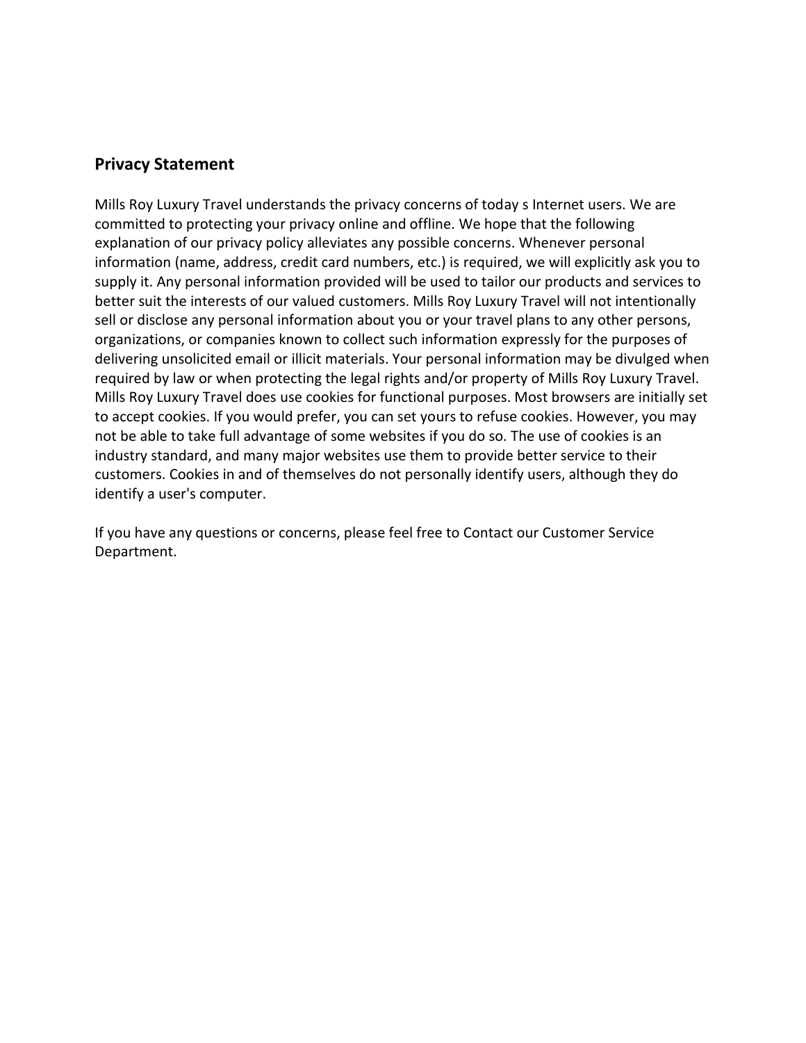## Privacy Statement

Mills Roy Luxury Travel understands the privacy concerns of today s Internet users. We are committed to protecting your privacy online and offline. We hope that the following explanation of our privacy policy alleviates any possible concerns. Whenever personal information (name, address, credit card numbers, etc.) is required, we will explicitly ask you to supply it. Any personal information provided will be used to tailor our products and services to better suit the interests of our valued customers. Mills Roy Luxury Travel will not intentionally sell or disclose any personal information about you or your travel plans to any other persons, organizations, or companies known to collect such information expressly for the purposes of delivering unsolicited email or illicit materials. Your personal information may be divulged when required by law or when protecting the legal rights and/or property of Mills Roy Luxury Travel. Mills Roy Luxury Travel does use cookies for functional purposes. Most browsers are initially set to accept cookies. If you would prefer, you can set yours to refuse cookies. However, you may not be able to take full advantage of some websites if you do so. The use of cookies is an industry standard, and many major websites use them to provide better service to their customers. Cookies in and of themselves do not personally identify users, although they do identify a user's computer.

If you have any questions or concerns, please feel free to Contact our Customer Service Department.